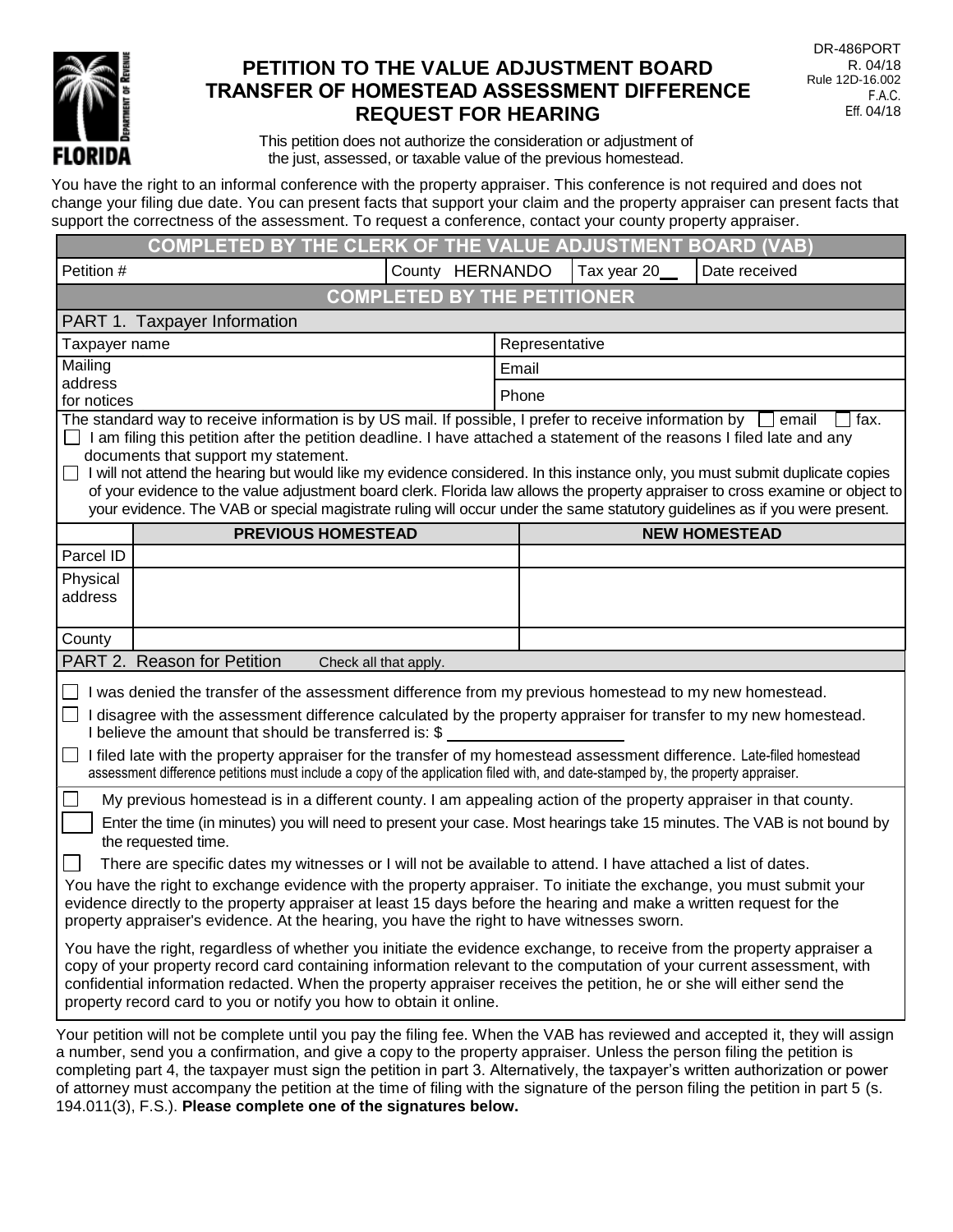DR-486PORT
R. 04/18
Rule 12D-16.002
F.A.C.
Eff. 04/18

# PETITION TO THE VALUE ADJUSTMENT BOARD TRANSFER OF HOMESTEAD ASSESSMENT DIFFERENCE REQUEST FOR HEARING

This petition does not authorize the consideration or adjustment of the just, assessed, or taxable value of the previous homestead.

You have the right to an informal conference with the property appraiser. This conference is not required and does not change your filing due date. You can present facts that support your claim and the property appraiser can present facts that support the correctness of the assessment. To request a conference, contact your county property appraiser.

| **COMPLETED BY THE CLERK OF THE VALUE ADJUSTMENT BOARD (VAB)** | | | |
|---|---|---|---|
| Petition # | County HERNANDO | Tax year 20__ | Date received |

## COMPLETED BY THE PETITIONER

### PART 1. Taxpayer Information

| | |
|---|---|
| Taxpayer name | Representative |
| Mailing address for notices | Email |
| | Phone |

The standard way to receive information is by US mail. If possible, I prefer to receive information by ☐ email ☐ fax.

☐ I am filing this petition after the petition deadline. I have attached a statement of the reasons I filed late and any documents that support my statement.

☐ I will not attend the hearing but would like my evidence considered. In this instance only, you must submit duplicate copies of your evidence to the value adjustment board clerk. Florida law allows the property appraiser to cross examine or object to your evidence. The VAB or special magistrate ruling will occur under the same statutory guidelines as if you were present.

| | PREVIOUS HOMESTEAD | NEW HOMESTEAD |
|---|---|---|
| Parcel ID | | |
| Physical address | | |
| County | | |

### PART 2. Reason for Petition Check all that apply.

☐ I was denied the transfer of the assessment difference from my previous homestead to my new homestead.

☐ I disagree with the assessment difference calculated by the property appraiser for transfer to my new homestead. I believe the amount that should be transferred is: $ ____________

☐ I filed late with the property appraiser for the transfer of my homestead assessment difference. Late-filed homestead assessment difference petitions must include a copy of the application filed with, and date-stamped by, the property appraiser.

☐ My previous homestead is in a different county. I am appealing action of the property appraiser in that county.

☐ Enter the time (in minutes) you will need to present your case. Most hearings take 15 minutes. The VAB is not bound by the requested time.

☐ There are specific dates my witnesses or I will not be available to attend. I have attached a list of dates.

You have the right to exchange evidence with the property appraiser. To initiate the exchange, you must submit your evidence directly to the property appraiser at least 15 days before the hearing and make a written request for the property appraiser's evidence. At the hearing, you have the right to have witnesses sworn.

You have the right, regardless of whether you initiate the evidence exchange, to receive from the property appraiser a copy of your property record card containing information relevant to the computation of your current assessment, with confidential information redacted. When the property appraiser receives the petition, he or she will either send the property record card to you or notify you how to obtain it online.

Your petition will not be complete until you pay the filing fee. When the VAB has reviewed and accepted it, they will assign a number, send you a confirmation, and give a copy to the property appraiser. Unless the person filing the petition is completing part 4, the taxpayer must sign the petition in part 3. Alternatively, the taxpayer's written authorization or power of attorney must accompany the petition at the time of filing with the signature of the person filing the petition in part 5 (s. 194.011(3), F.S.). **Please complete one of the signatures below.**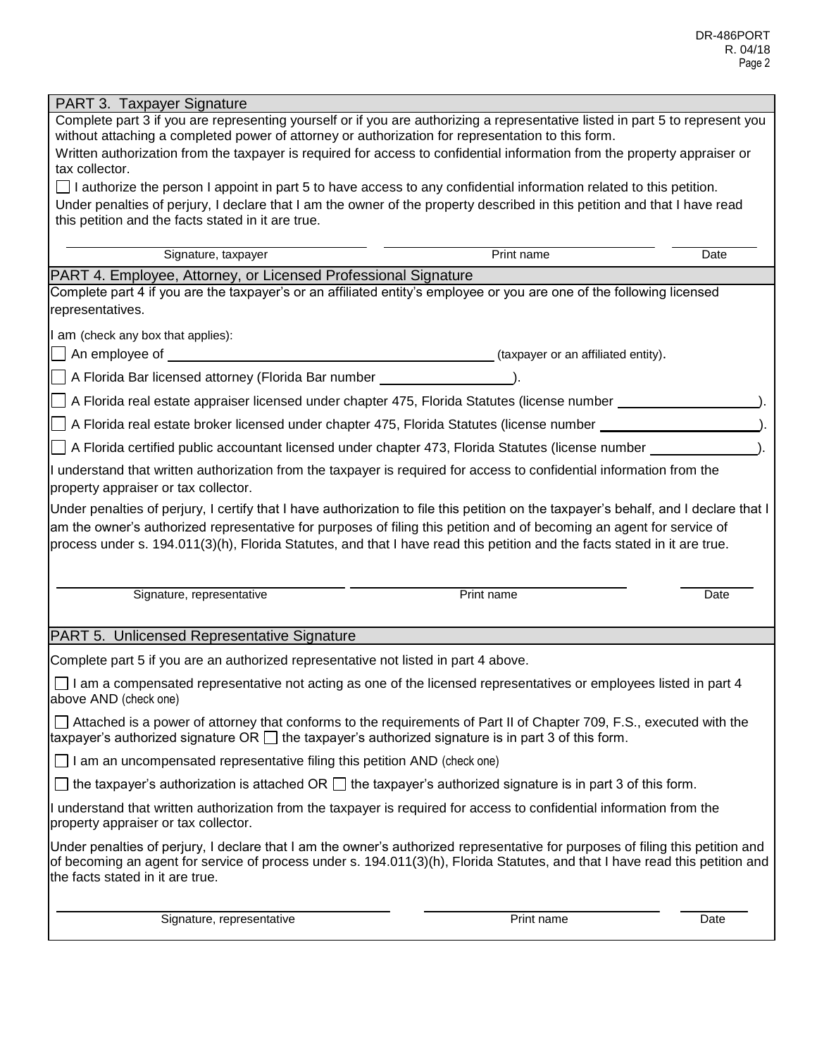## PART 3. Taxpayer Signature

Complete part 3 if you are representing yourself or if you are authorizing a representative listed in part 5 to represent you without attaching a completed power of attorney or authorization for representation to this form.

Written authorization from the taxpayer is required for access to confidential information from the property appraiser or tax collector.

☐ I authorize the person I appoint in part 5 to have access to any confidential information related to this petition.

Under penalties of perjury, I declare that I am the owner of the property described in this petition and that I have read this petition and the facts stated in it are true.

| ______________________________ | ______________________________ | __________ |
|---|---|---|
| Signature, taxpayer | Print name | Date |

## PART 4. Employee, Attorney, or Licensed Professional Signature

Complete part 4 if you are the taxpayer's or an affiliated entity's employee or you are one of the following licensed representatives.

I am (check any box that applies):

☐ An employee of ______________________________ (taxpayer or an affiliated entity).

☐ A Florida Bar licensed attorney (Florida Bar number ______________).

☐ A Florida real estate appraiser licensed under chapter 475, Florida Statutes (license number ______________).

☐ A Florida real estate broker licensed under chapter 475, Florida Statutes (license number ______________).

☐ A Florida certified public accountant licensed under chapter 473, Florida Statutes (license number ______________).

I understand that written authorization from the taxpayer is required for access to confidential information from the property appraiser or tax collector.

Under penalties of perjury, I certify that I have authorization to file this petition on the taxpayer's behalf, and I declare that I am the owner's authorized representative for purposes of filing this petition and of becoming an agent for service of process under s. 194.011(3)(h), Florida Statutes, and that I have read this petition and the facts stated in it are true.

| ______________________________ | ______________________________ | __________ |
|---|---|---|
| Signature, representative | Print name | Date |

## PART 5. Unlicensed Representative Signature

Complete part 5 if you are an authorized representative not listed in part 4 above.

☐ I am a compensated representative not acting as one of the licensed representatives or employees listed in part 4 above AND (check one)

☐ Attached is a power of attorney that conforms to the requirements of Part II of Chapter 709, F.S., executed with the taxpayer's authorized signature OR ☐ the taxpayer's authorized signature is in part 3 of this form.

☐ I am an uncompensated representative filing this petition AND (check one)

☐ the taxpayer's authorization is attached OR ☐ the taxpayer's authorized signature is in part 3 of this form.

I understand that written authorization from the taxpayer is required for access to confidential information from the property appraiser or tax collector.

Under penalties of perjury, I declare that I am the owner's authorized representative for purposes of filing this petition and of becoming an agent for service of process under s. 194.011(3)(h), Florida Statutes, and that I have read this petition and the facts stated in it are true.

| ______________________________ | ______________________________ | __________ |
|---|---|---|
| Signature, representative | Print name | Date |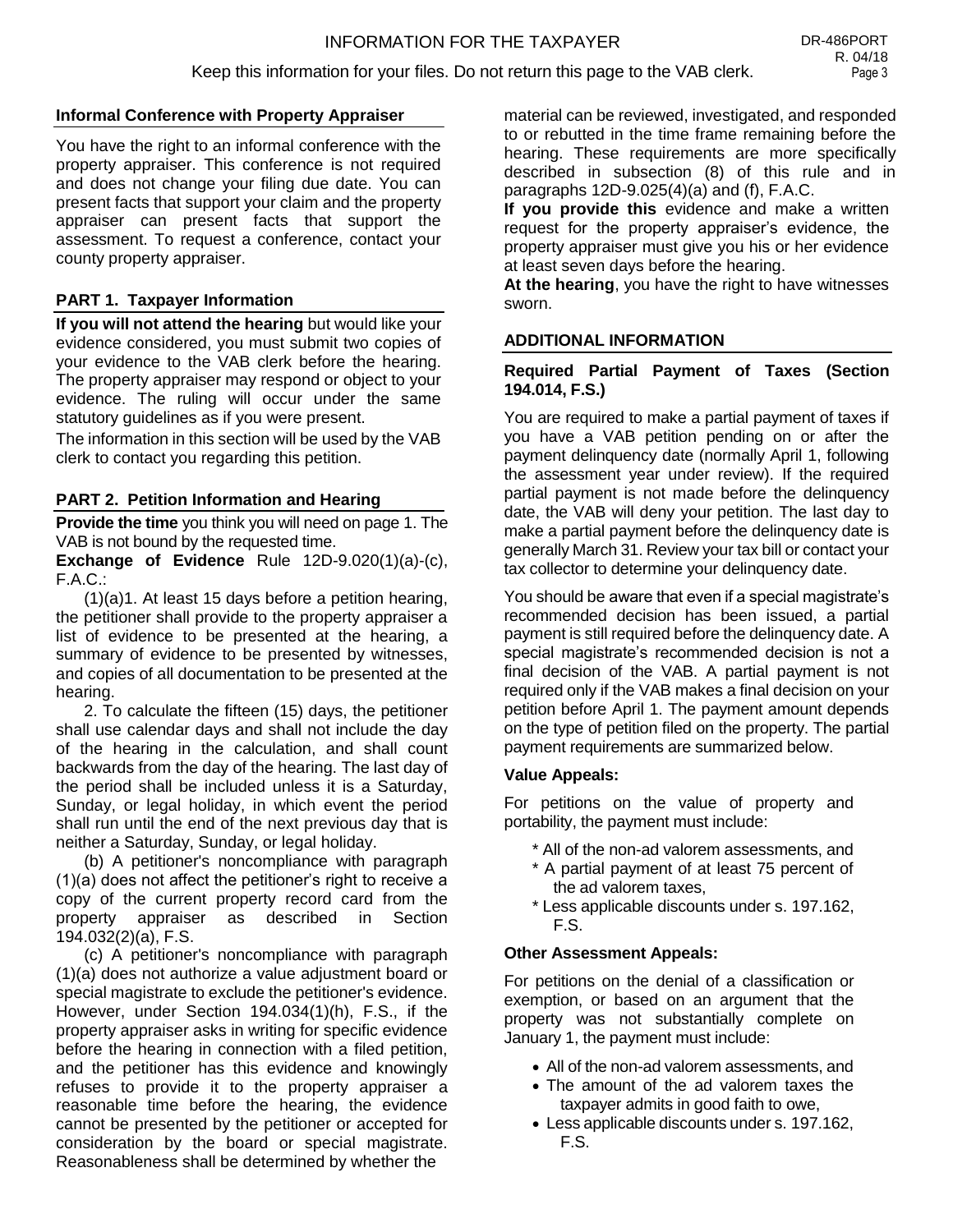# INFORMATION FOR THE TAXPAYER

Keep this information for your files. Do not return this page to the VAB clerk.

### Informal Conference with Property Appraiser

You have the right to an informal conference with the property appraiser. This conference is not required and does not change your filing due date. You can present facts that support your claim and the property appraiser can present facts that support the assessment. To request a conference, contact your county property appraiser.

### PART 1. Taxpayer Information

**If you will not attend the hearing** but would like your evidence considered, you must submit two copies of your evidence to the VAB clerk before the hearing. The property appraiser may respond or object to your evidence. The ruling will occur under the same statutory guidelines as if you were present.

The information in this section will be used by the VAB clerk to contact you regarding this petition.

### PART 2. Petition Information and Hearing

**Provide the time** you think you will need on page 1. The VAB is not bound by the requested time.

**Exchange of Evidence** Rule 12D-9.020(1)(a)-(c), F.A.C.:

(1)(a)1. At least 15 days before a petition hearing, the petitioner shall provide to the property appraiser a list of evidence to be presented at the hearing, a summary of evidence to be presented by witnesses, and copies of all documentation to be presented at the hearing.

2. To calculate the fifteen (15) days, the petitioner shall use calendar days and shall not include the day of the hearing in the calculation, and shall count backwards from the day of the hearing. The last day of the period shall be included unless it is a Saturday, Sunday, or legal holiday, in which event the period shall run until the end of the next previous day that is neither a Saturday, Sunday, or legal holiday.

(b) A petitioner's noncompliance with paragraph (1)(a) does not affect the petitioner's right to receive a copy of the current property record card from the property appraiser as described in Section 194.032(2)(a), F.S.

(c) A petitioner's noncompliance with paragraph (1)(a) does not authorize a value adjustment board or special magistrate to exclude the petitioner's evidence. However, under Section 194.034(1)(h), F.S., if the property appraiser asks in writing for specific evidence before the hearing in connection with a filed petition, and the petitioner has this evidence and knowingly refuses to provide it to the property appraiser a reasonable time before the hearing, the evidence cannot be presented by the petitioner or accepted for consideration by the board or special magistrate. Reasonableness shall be determined by whether the material can be reviewed, investigated, and responded to or rebutted in the time frame remaining before the hearing. These requirements are more specifically described in subsection (8) of this rule and in paragraphs 12D-9.025(4)(a) and (f), F.A.C.

**If you provide this** evidence and make a written request for the property appraiser's evidence, the property appraiser must give you his or her evidence at least seven days before the hearing.

**At the hearing**, you have the right to have witnesses sworn.

### ADDITIONAL INFORMATION

#### Required Partial Payment of Taxes (Section 194.014, F.S.)

You are required to make a partial payment of taxes if you have a VAB petition pending on or after the payment delinquency date (normally April 1, following the assessment year under review). If the required partial payment is not made before the delinquency date, the VAB will deny your petition. The last day to make a partial payment before the delinquency date is generally March 31. Review your tax bill or contact your tax collector to determine your delinquency date.

You should be aware that even if a special magistrate's recommended decision has been issued, a partial payment is still required before the delinquency date. A special magistrate's recommended decision is not a final decision of the VAB. A partial payment is not required only if the VAB makes a final decision on your petition before April 1. The payment amount depends on the type of petition filed on the property. The partial payment requirements are summarized below.

#### Value Appeals:

For petitions on the value of property and portability, the payment must include:

* All of the non-ad valorem assessments, and
* A partial payment of at least 75 percent of the ad valorem taxes,
* Less applicable discounts under s. 197.162, F.S.

#### Other Assessment Appeals:

For petitions on the denial of a classification or exemption, or based on an argument that the property was not substantially complete on January 1, the payment must include:

- All of the non-ad valorem assessments, and
- The amount of the ad valorem taxes the taxpayer admits in good faith to owe,
- Less applicable discounts under s. 197.162, F.S.